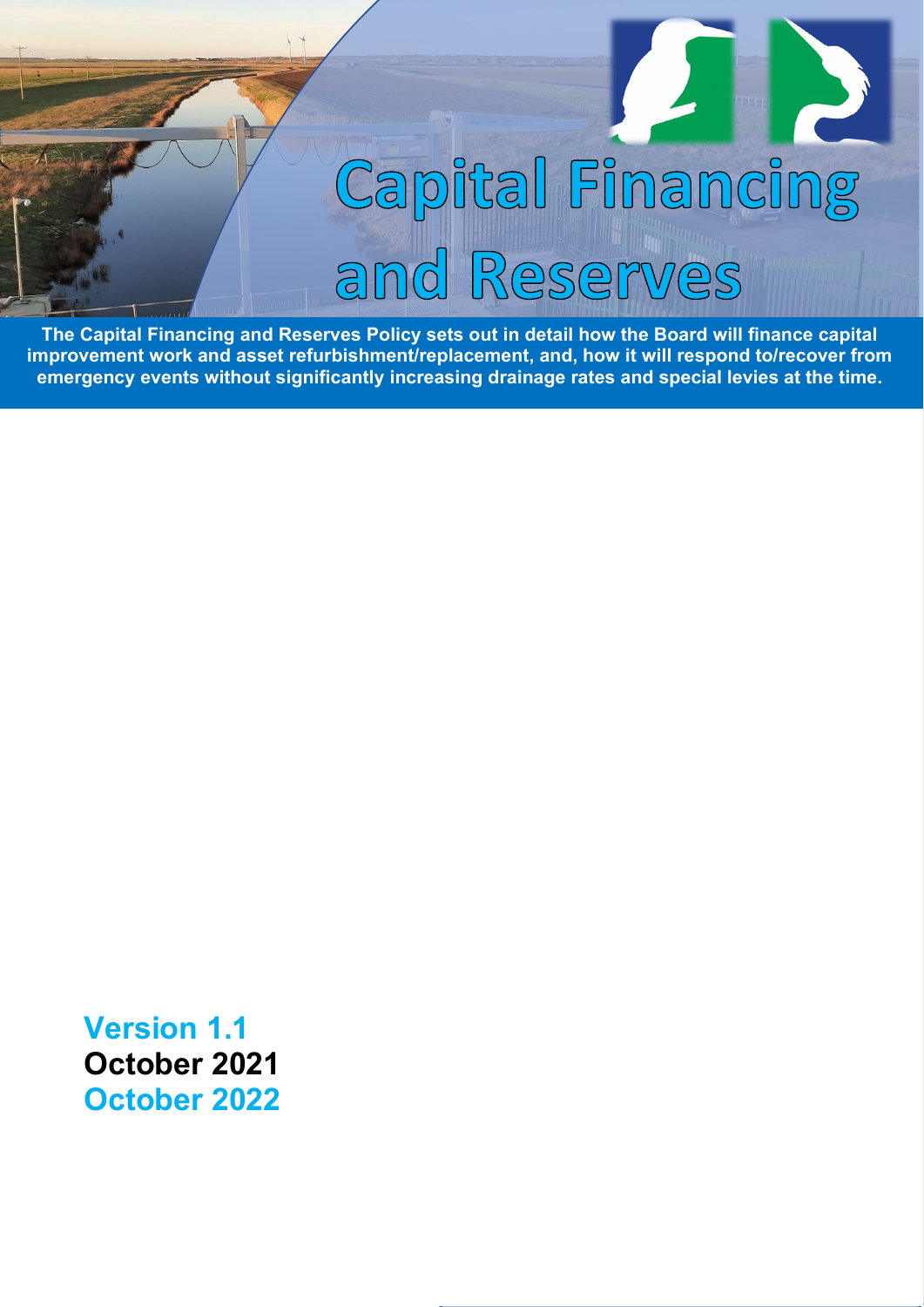# Capital Financing and Reserves

**The Capital Financing and Reserves Policy sets out in detail how the Board will finance capital improvement work and asset refurbishment/replacement, and, how it will respond to/recover from emergency events without significantly increasing drainage rates and special levies at the time.**

**Version 1.1**

**October 2021**

**October 2022**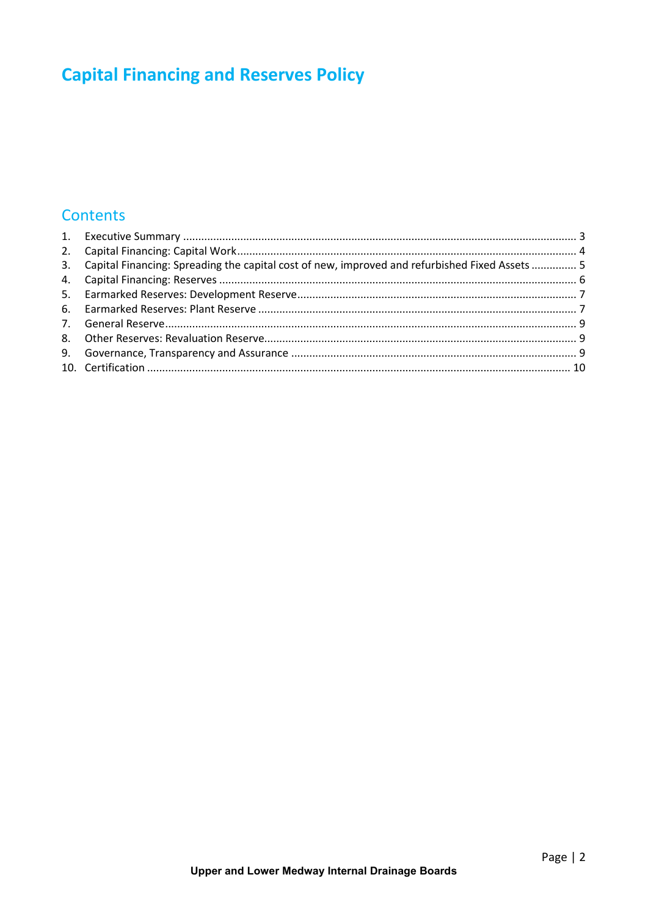# Capital Financing and Reserves Policy

## Contents

1. Executive Summary ........................................................................................................................ 3
2. Capital Financing: Capital Work....................................................................................................... 4
3. Capital Financing: Spreading the capital cost of new, improved and refurbished Fixed Assets ............... 5
4. Capital Financing: Reserves ............................................................................................................ 6
5. Earmarked Reserves: Development Reserve.................................................................................... 7
6. Earmarked Reserves: Plant Reserve ................................................................................................ 7
7. General Reserve.............................................................................................................................. 9
8. Other Reserves: Revaluation Reserve.............................................................................................. 9
9. Governance, Transparency and Assurance ..................................................................................... 9
10. Certification .................................................................................................................................. 10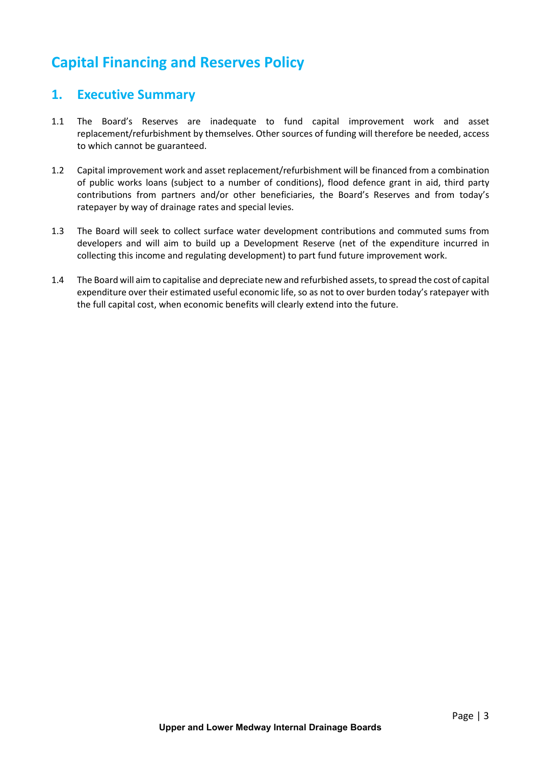# Capital Financing and Reserves Policy

## 1. Executive Summary

1.1 The Board's Reserves are inadequate to fund capital improvement work and asset replacement/refurbishment by themselves. Other sources of funding will therefore be needed, access to which cannot be guaranteed.

1.2 Capital improvement work and asset replacement/refurbishment will be financed from a combination of public works loans (subject to a number of conditions), flood defence grant in aid, third party contributions from partners and/or other beneficiaries, the Board's Reserves and from today's ratepayer by way of drainage rates and special levies.

1.3 The Board will seek to collect surface water development contributions and commuted sums from developers and will aim to build up a Development Reserve (net of the expenditure incurred in collecting this income and regulating development) to part fund future improvement work.

1.4 The Board will aim to capitalise and depreciate new and refurbished assets, to spread the cost of capital expenditure over their estimated useful economic life, so as not to over burden today's ratepayer with the full capital cost, when economic benefits will clearly extend into the future.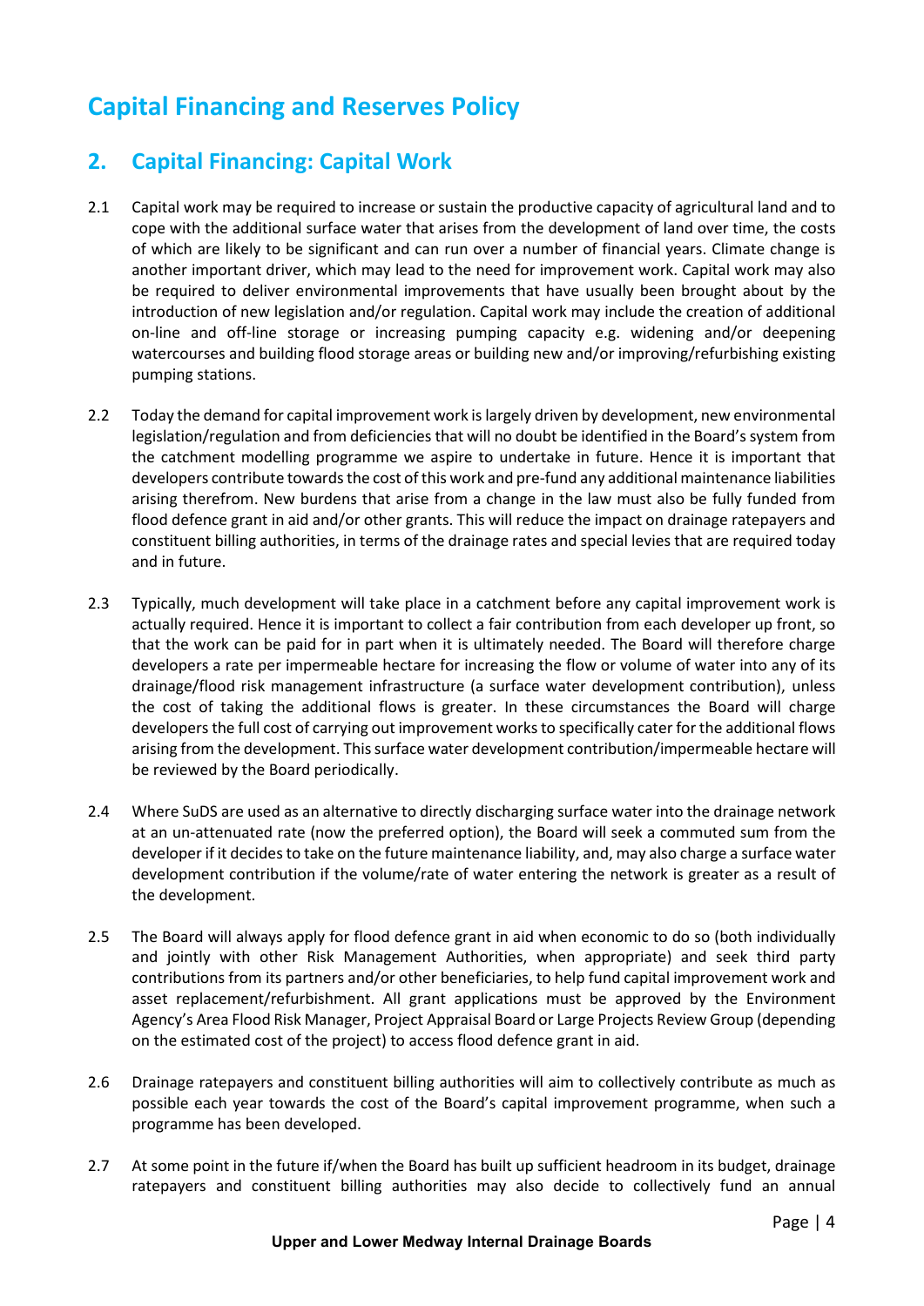# Capital Financing and Reserves Policy

## 2. Capital Financing: Capital Work

2.1 Capital work may be required to increase or sustain the productive capacity of agricultural land and to cope with the additional surface water that arises from the development of land over time, the costs of which are likely to be significant and can run over a number of financial years. Climate change is another important driver, which may lead to the need for improvement work. Capital work may also be required to deliver environmental improvements that have usually been brought about by the introduction of new legislation and/or regulation. Capital work may include the creation of additional on-line and off-line storage or increasing pumping capacity e.g. widening and/or deepening watercourses and building flood storage areas or building new and/or improving/refurbishing existing pumping stations.

2.2 Today the demand for capital improvement work is largely driven by development, new environmental legislation/regulation and from deficiencies that will no doubt be identified in the Board's system from the catchment modelling programme we aspire to undertake in future. Hence it is important that developers contribute towards the cost of this work and pre-fund any additional maintenance liabilities arising therefrom. New burdens that arise from a change in the law must also be fully funded from flood defence grant in aid and/or other grants. This will reduce the impact on drainage ratepayers and constituent billing authorities, in terms of the drainage rates and special levies that are required today and in future.

2.3 Typically, much development will take place in a catchment before any capital improvement work is actually required. Hence it is important to collect a fair contribution from each developer up front, so that the work can be paid for in part when it is ultimately needed. The Board will therefore charge developers a rate per impermeable hectare for increasing the flow or volume of water into any of its drainage/flood risk management infrastructure (a surface water development contribution), unless the cost of taking the additional flows is greater. In these circumstances the Board will charge developers the full cost of carrying out improvement works to specifically cater for the additional flows arising from the development. This surface water development contribution/impermeable hectare will be reviewed by the Board periodically.

2.4 Where SuDS are used as an alternative to directly discharging surface water into the drainage network at an un-attenuated rate (now the preferred option), the Board will seek a commuted sum from the developer if it decides to take on the future maintenance liability, and, may also charge a surface water development contribution if the volume/rate of water entering the network is greater as a result of the development.

2.5 The Board will always apply for flood defence grant in aid when economic to do so (both individually and jointly with other Risk Management Authorities, when appropriate) and seek third party contributions from its partners and/or other beneficiaries, to help fund capital improvement work and asset replacement/refurbishment. All grant applications must be approved by the Environment Agency's Area Flood Risk Manager, Project Appraisal Board or Large Projects Review Group (depending on the estimated cost of the project) to access flood defence grant in aid.

2.6 Drainage ratepayers and constituent billing authorities will aim to collectively contribute as much as possible each year towards the cost of the Board's capital improvement programme, when such a programme has been developed.

2.7 At some point in the future if/when the Board has built up sufficient headroom in its budget, drainage ratepayers and constituent billing authorities may also decide to collectively fund an annual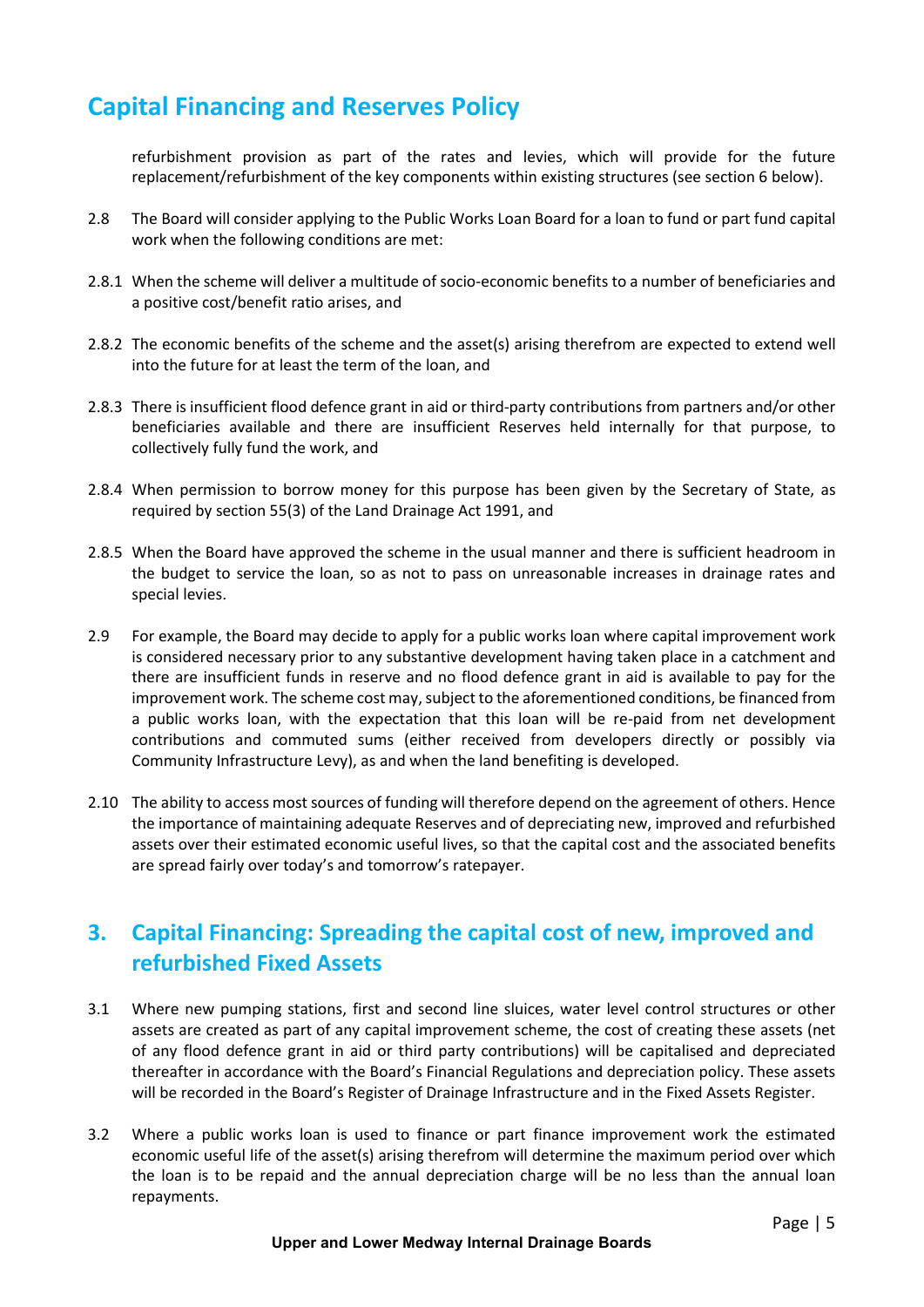# Capital Financing and Reserves Policy

refurbishment provision as part of the rates and levies, which will provide for the future replacement/refurbishment of the key components within existing structures (see section 6 below).

2.8 The Board will consider applying to the Public Works Loan Board for a loan to fund or part fund capital work when the following conditions are met:

2.8.1 When the scheme will deliver a multitude of socio-economic benefits to a number of beneficiaries and a positive cost/benefit ratio arises, and

2.8.2 The economic benefits of the scheme and the asset(s) arising therefrom are expected to extend well into the future for at least the term of the loan, and

2.8.3 There is insufficient flood defence grant in aid or third-party contributions from partners and/or other beneficiaries available and there are insufficient Reserves held internally for that purpose, to collectively fully fund the work, and

2.8.4 When permission to borrow money for this purpose has been given by the Secretary of State, as required by section 55(3) of the Land Drainage Act 1991, and

2.8.5 When the Board have approved the scheme in the usual manner and there is sufficient headroom in the budget to service the loan, so as not to pass on unreasonable increases in drainage rates and special levies.

2.9 For example, the Board may decide to apply for a public works loan where capital improvement work is considered necessary prior to any substantive development having taken place in a catchment and there are insufficient funds in reserve and no flood defence grant in aid is available to pay for the improvement work. The scheme cost may, subject to the aforementioned conditions, be financed from a public works loan, with the expectation that this loan will be re-paid from net development contributions and commuted sums (either received from developers directly or possibly via Community Infrastructure Levy), as and when the land benefiting is developed.

2.10 The ability to access most sources of funding will therefore depend on the agreement of others. Hence the importance of maintaining adequate Reserves and of depreciating new, improved and refurbished assets over their estimated economic useful lives, so that the capital cost and the associated benefits are spread fairly over today's and tomorrow's ratepayer.

## 3. Capital Financing: Spreading the capital cost of new, improved and refurbished Fixed Assets

3.1 Where new pumping stations, first and second line sluices, water level control structures or other assets are created as part of any capital improvement scheme, the cost of creating these assets (net of any flood defence grant in aid or third party contributions) will be capitalised and depreciated thereafter in accordance with the Board's Financial Regulations and depreciation policy. These assets will be recorded in the Board's Register of Drainage Infrastructure and in the Fixed Assets Register.

3.2 Where a public works loan is used to finance or part finance improvement work the estimated economic useful life of the asset(s) arising therefrom will determine the maximum period over which the loan is to be repaid and the annual depreciation charge will be no less than the annual loan repayments.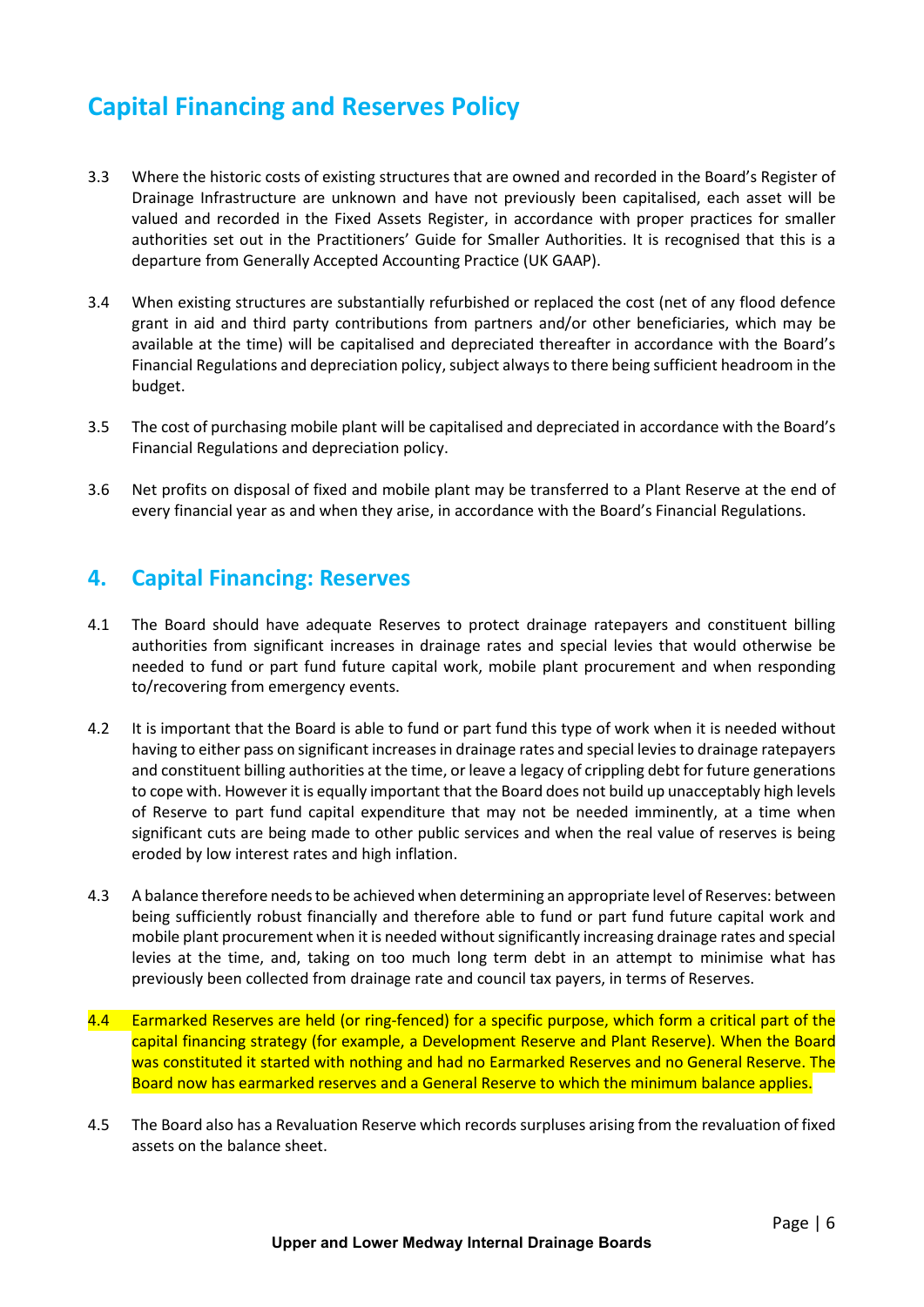# Capital Financing and Reserves Policy

3.3 Where the historic costs of existing structures that are owned and recorded in the Board's Register of Drainage Infrastructure are unknown and have not previously been capitalised, each asset will be valued and recorded in the Fixed Assets Register, in accordance with proper practices for smaller authorities set out in the Practitioners' Guide for Smaller Authorities. It is recognised that this is a departure from Generally Accepted Accounting Practice (UK GAAP).

3.4 When existing structures are substantially refurbished or replaced the cost (net of any flood defence grant in aid and third party contributions from partners and/or other beneficiaries, which may be available at the time) will be capitalised and depreciated thereafter in accordance with the Board's Financial Regulations and depreciation policy, subject always to there being sufficient headroom in the budget.

3.5 The cost of purchasing mobile plant will be capitalised and depreciated in accordance with the Board's Financial Regulations and depreciation policy.

3.6 Net profits on disposal of fixed and mobile plant may be transferred to a Plant Reserve at the end of every financial year as and when they arise, in accordance with the Board's Financial Regulations.

## 4. Capital Financing: Reserves

4.1 The Board should have adequate Reserves to protect drainage ratepayers and constituent billing authorities from significant increases in drainage rates and special levies that would otherwise be needed to fund or part fund future capital work, mobile plant procurement and when responding to/recovering from emergency events.

4.2 It is important that the Board is able to fund or part fund this type of work when it is needed without having to either pass on significant increases in drainage rates and special levies to drainage ratepayers and constituent billing authorities at the time, or leave a legacy of crippling debt for future generations to cope with. However it is equally important that the Board does not build up unacceptably high levels of Reserve to part fund capital expenditure that may not be needed imminently, at a time when significant cuts are being made to other public services and when the real value of reserves is being eroded by low interest rates and high inflation.

4.3 A balance therefore needs to be achieved when determining an appropriate level of Reserves: between being sufficiently robust financially and therefore able to fund or part fund future capital work and mobile plant procurement when it is needed without significantly increasing drainage rates and special levies at the time, and, taking on too much long term debt in an attempt to minimise what has previously been collected from drainage rate and council tax payers, in terms of Reserves.

4.4 Earmarked Reserves are held (or ring-fenced) for a specific purpose, which form a critical part of the capital financing strategy (for example, a Development Reserve and Plant Reserve). When the Board was constituted it started with nothing and had no Earmarked Reserves and no General Reserve. The Board now has earmarked reserves and a General Reserve to which the minimum balance applies.

4.5 The Board also has a Revaluation Reserve which records surpluses arising from the revaluation of fixed assets on the balance sheet.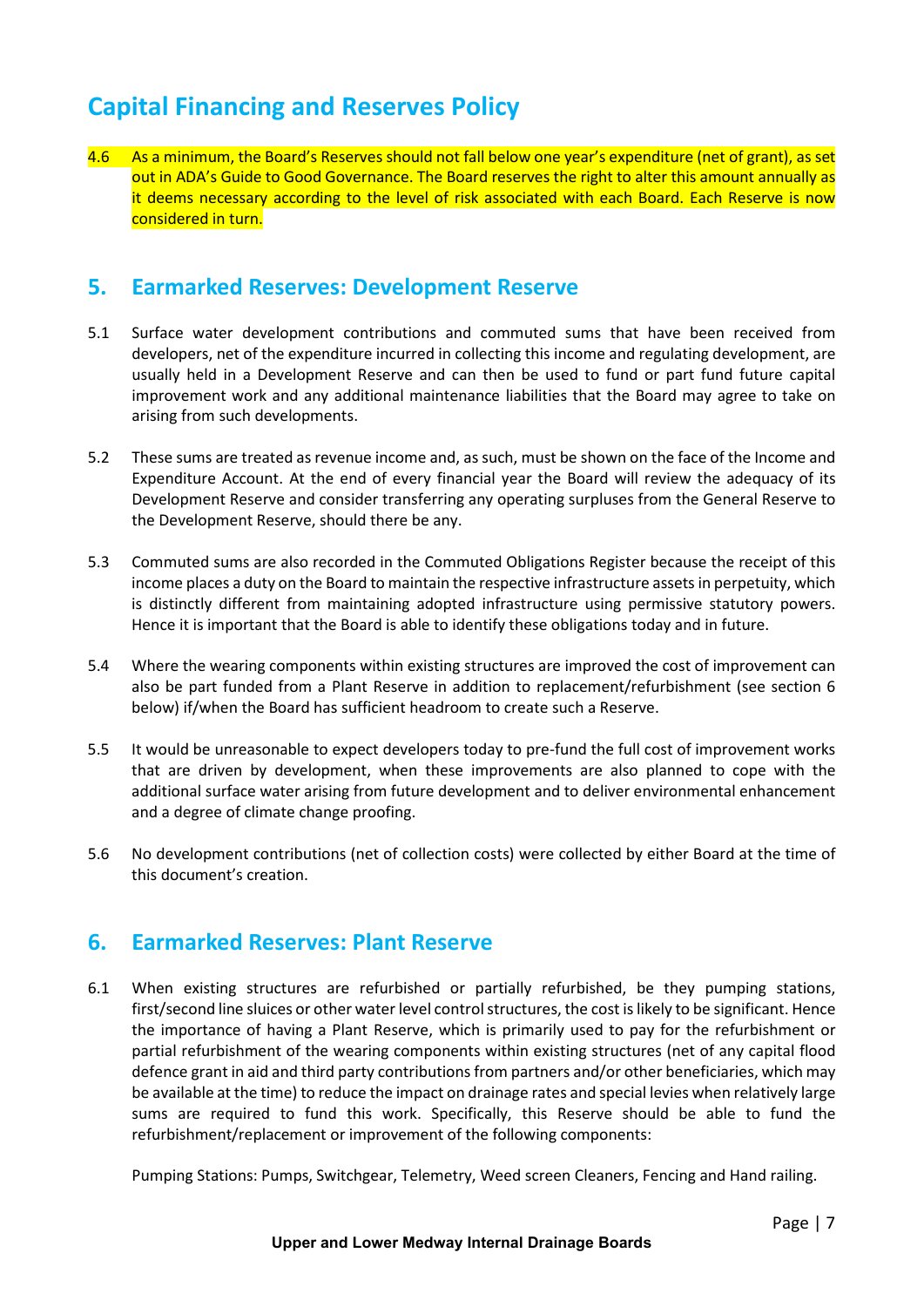# Capital Financing and Reserves Policy

4.6 As a minimum, the Board's Reserves should not fall below one year's expenditure (net of grant), as set out in ADA's Guide to Good Governance. The Board reserves the right to alter this amount annually as it deems necessary according to the level of risk associated with each Board. Each Reserve is now considered in turn.

## 5. Earmarked Reserves: Development Reserve

5.1 Surface water development contributions and commuted sums that have been received from developers, net of the expenditure incurred in collecting this income and regulating development, are usually held in a Development Reserve and can then be used to fund or part fund future capital improvement work and any additional maintenance liabilities that the Board may agree to take on arising from such developments.

5.2 These sums are treated as revenue income and, as such, must be shown on the face of the Income and Expenditure Account. At the end of every financial year the Board will review the adequacy of its Development Reserve and consider transferring any operating surpluses from the General Reserve to the Development Reserve, should there be any.

5.3 Commuted sums are also recorded in the Commuted Obligations Register because the receipt of this income places a duty on the Board to maintain the respective infrastructure assets in perpetuity, which is distinctly different from maintaining adopted infrastructure using permissive statutory powers. Hence it is important that the Board is able to identify these obligations today and in future.

5.4 Where the wearing components within existing structures are improved the cost of improvement can also be part funded from a Plant Reserve in addition to replacement/refurbishment (see section 6 below) if/when the Board has sufficient headroom to create such a Reserve.

5.5 It would be unreasonable to expect developers today to pre-fund the full cost of improvement works that are driven by development, when these improvements are also planned to cope with the additional surface water arising from future development and to deliver environmental enhancement and a degree of climate change proofing.

5.6 No development contributions (net of collection costs) were collected by either Board at the time of this document's creation.

## 6. Earmarked Reserves: Plant Reserve

6.1 When existing structures are refurbished or partially refurbished, be they pumping stations, first/second line sluices or other water level control structures, the cost is likely to be significant. Hence the importance of having a Plant Reserve, which is primarily used to pay for the refurbishment or partial refurbishment of the wearing components within existing structures (net of any capital flood defence grant in aid and third party contributions from partners and/or other beneficiaries, which may be available at the time) to reduce the impact on drainage rates and special levies when relatively large sums are required to fund this work. Specifically, this Reserve should be able to fund the refurbishment/replacement or improvement of the following components:

Pumping Stations: Pumps, Switchgear, Telemetry, Weed screen Cleaners, Fencing and Hand railing.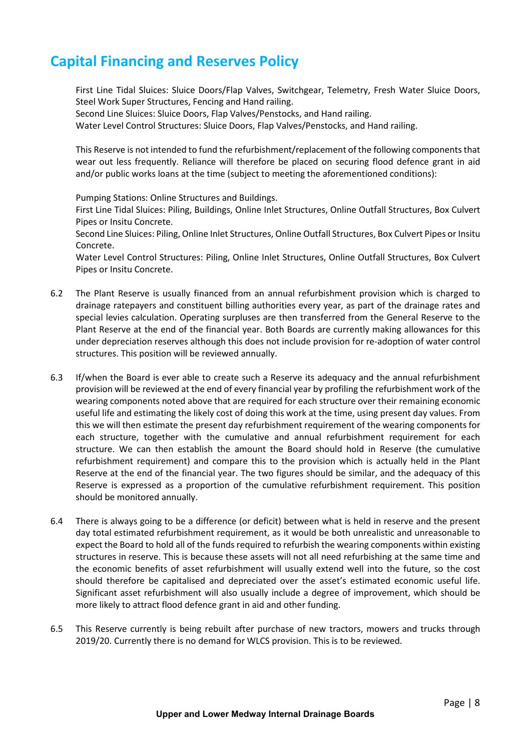# Capital Financing and Reserves Policy

First Line Tidal Sluices: Sluice Doors/Flap Valves, Switchgear, Telemetry, Fresh Water Sluice Doors, Steel Work Super Structures, Fencing and Hand railing.
Second Line Sluices: Sluice Doors, Flap Valves/Penstocks, and Hand railing.
Water Level Control Structures: Sluice Doors, Flap Valves/Penstocks, and Hand railing.

This Reserve is not intended to fund the refurbishment/replacement of the following components that wear out less frequently. Reliance will therefore be placed on securing flood defence grant in aid and/or public works loans at the time (subject to meeting the aforementioned conditions):

Pumping Stations: Online Structures and Buildings.
First Line Tidal Sluices: Piling, Buildings, Online Inlet Structures, Online Outfall Structures, Box Culvert Pipes or Insitu Concrete.
Second Line Sluices: Piling, Online Inlet Structures, Online Outfall Structures, Box Culvert Pipes or Insitu Concrete.
Water Level Control Structures: Piling, Online Inlet Structures, Online Outfall Structures, Box Culvert Pipes or Insitu Concrete.

6.2 The Plant Reserve is usually financed from an annual refurbishment provision which is charged to drainage ratepayers and constituent billing authorities every year, as part of the drainage rates and special levies calculation. Operating surpluses are then transferred from the General Reserve to the Plant Reserve at the end of the financial year. Both Boards are currently making allowances for this under depreciation reserves although this does not include provision for re-adoption of water control structures. This position will be reviewed annually.

6.3 If/when the Board is ever able to create such a Reserve its adequacy and the annual refurbishment provision will be reviewed at the end of every financial year by profiling the refurbishment work of the wearing components noted above that are required for each structure over their remaining economic useful life and estimating the likely cost of doing this work at the time, using present day values. From this we will then estimate the present day refurbishment requirement of the wearing components for each structure, together with the cumulative and annual refurbishment requirement for each structure. We can then establish the amount the Board should hold in Reserve (the cumulative refurbishment requirement) and compare this to the provision which is actually held in the Plant Reserve at the end of the financial year. The two figures should be similar, and the adequacy of this Reserve is expressed as a proportion of the cumulative refurbishment requirement. This position should be monitored annually.

6.4 There is always going to be a difference (or deficit) between what is held in reserve and the present day total estimated refurbishment requirement, as it would be both unrealistic and unreasonable to expect the Board to hold all of the funds required to refurbish the wearing components within existing structures in reserve. This is because these assets will not all need refurbishing at the same time and the economic benefits of asset refurbishment will usually extend well into the future, so the cost should therefore be capitalised and depreciated over the asset's estimated economic useful life. Significant asset refurbishment will also usually include a degree of improvement, which should be more likely to attract flood defence grant in aid and other funding.

6.5 This Reserve currently is being rebuilt after purchase of new tractors, mowers and trucks through 2019/20. Currently there is no demand for WLCS provision. This is to be reviewed.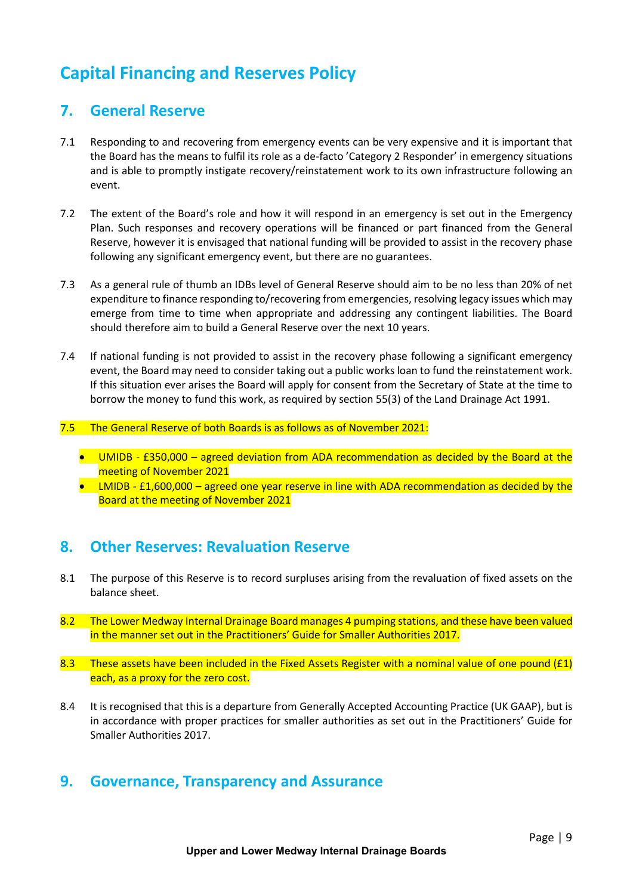# Capital Financing and Reserves Policy

## 7. General Reserve

7.1 Responding to and recovering from emergency events can be very expensive and it is important that the Board has the means to fulfil its role as a de-facto 'Category 2 Responder' in emergency situations and is able to promptly instigate recovery/reinstatement work to its own infrastructure following an event.

7.2 The extent of the Board's role and how it will respond in an emergency is set out in the Emergency Plan. Such responses and recovery operations will be financed or part financed from the General Reserve, however it is envisaged that national funding will be provided to assist in the recovery phase following any significant emergency event, but there are no guarantees.

7.3 As a general rule of thumb an IDBs level of General Reserve should aim to be no less than 20% of net expenditure to finance responding to/recovering from emergencies, resolving legacy issues which may emerge from time to time when appropriate and addressing any contingent liabilities. The Board should therefore aim to build a General Reserve over the next 10 years.

7.4 If national funding is not provided to assist in the recovery phase following a significant emergency event, the Board may need to consider taking out a public works loan to fund the reinstatement work. If this situation ever arises the Board will apply for consent from the Secretary of State at the time to borrow the money to fund this work, as required by section 55(3) of the Land Drainage Act 1991.

7.5 The General Reserve of both Boards is as follows as of November 2021:

- UMIDB - £350,000 – agreed deviation from ADA recommendation as decided by the Board at the meeting of November 2021
- LMIDB - £1,600,000 – agreed one year reserve in line with ADA recommendation as decided by the Board at the meeting of November 2021

## 8. Other Reserves: Revaluation Reserve

8.1 The purpose of this Reserve is to record surpluses arising from the revaluation of fixed assets on the balance sheet.

8.2 The Lower Medway Internal Drainage Board manages 4 pumping stations, and these have been valued in the manner set out in the Practitioners' Guide for Smaller Authorities 2017.

8.3 These assets have been included in the Fixed Assets Register with a nominal value of one pound (£1) each, as a proxy for the zero cost.

8.4 It is recognised that this is a departure from Generally Accepted Accounting Practice (UK GAAP), but is in accordance with proper practices for smaller authorities as set out in the Practitioners' Guide for Smaller Authorities 2017.

## 9. Governance, Transparency and Assurance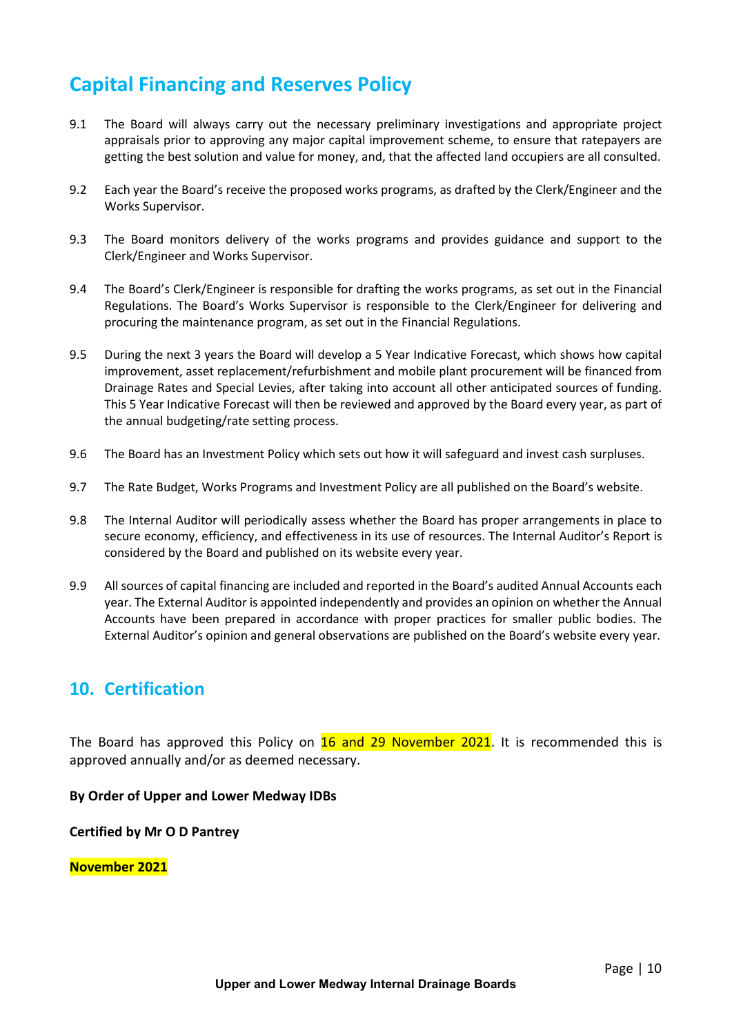## Capital Financing and Reserves Policy

9.1 The Board will always carry out the necessary preliminary investigations and appropriate project appraisals prior to approving any major capital improvement scheme, to ensure that ratepayers are getting the best solution and value for money, and, that the affected land occupiers are all consulted.

9.2 Each year the Board's receive the proposed works programs, as drafted by the Clerk/Engineer and the Works Supervisor.

9.3 The Board monitors delivery of the works programs and provides guidance and support to the Clerk/Engineer and Works Supervisor.

9.4 The Board's Clerk/Engineer is responsible for drafting the works programs, as set out in the Financial Regulations. The Board's Works Supervisor is responsible to the Clerk/Engineer for delivering and procuring the maintenance program, as set out in the Financial Regulations.

9.5 During the next 3 years the Board will develop a 5 Year Indicative Forecast, which shows how capital improvement, asset replacement/refurbishment and mobile plant procurement will be financed from Drainage Rates and Special Levies, after taking into account all other anticipated sources of funding. This 5 Year Indicative Forecast will then be reviewed and approved by the Board every year, as part of the annual budgeting/rate setting process.

9.6 The Board has an Investment Policy which sets out how it will safeguard and invest cash surpluses.

9.7 The Rate Budget, Works Programs and Investment Policy are all published on the Board's website.

9.8 The Internal Auditor will periodically assess whether the Board has proper arrangements in place to secure economy, efficiency, and effectiveness in its use of resources. The Internal Auditor's Report is considered by the Board and published on its website every year.

9.9 All sources of capital financing are included and reported in the Board's audited Annual Accounts each year. The External Auditor is appointed independently and provides an opinion on whether the Annual Accounts have been prepared in accordance with proper practices for smaller public bodies. The External Auditor's opinion and general observations are published on the Board's website every year.

## 10. Certification

The Board has approved this Policy on 16 and 29 November 2021. It is recommended this is approved annually and/or as deemed necessary.

**By Order of Upper and Lower Medway IDBs**

**Certified by Mr O D Pantrey**

**November 2021**